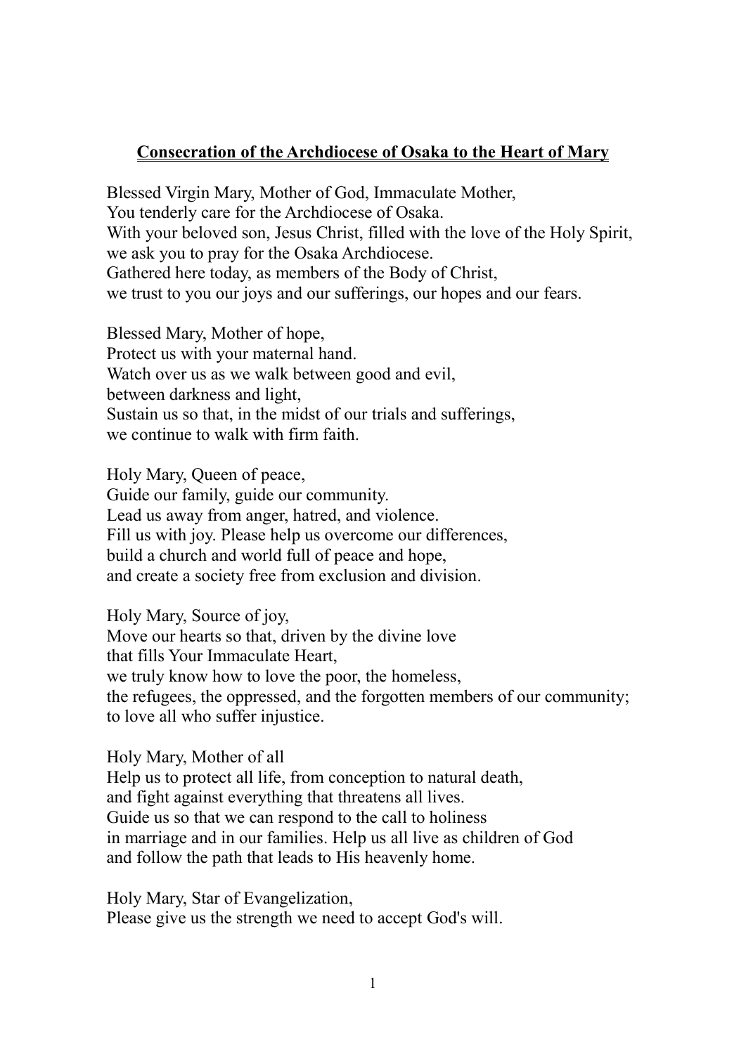# Consecration of the Archdiocese of Osaka to the Heart of Mary

Blessed Virgin Mary, Mother of God, Immaculate Mother,
You tenderly care for the Archdiocese of Osaka.
With your beloved son, Jesus Christ, filled with the love of the Holy Spirit,
we ask you to pray for the Osaka Archdiocese.
Gathered here today, as members of the Body of Christ,
we trust to you our joys and our sufferings, our hopes and our fears.

Blessed Mary, Mother of hope,
Protect us with your maternal hand.
Watch over us as we walk between good and evil,
between darkness and light,
Sustain us so that, in the midst of our trials and sufferings,
we continue to walk with firm faith.

Holy Mary, Queen of peace,
Guide our family, guide our community.
Lead us away from anger, hatred, and violence.
Fill us with joy. Please help us overcome our differences,
build a church and world full of peace and hope,
and create a society free from exclusion and division.

Holy Mary, Source of joy,
Move our hearts so that, driven by the divine love
that fills Your Immaculate Heart,
we truly know how to love the poor, the homeless,
the refugees, the oppressed, and the forgotten members of our community;
to love all who suffer injustice.

Holy Mary, Mother of all
Help us to protect all life, from conception to natural death,
and fight against everything that threatens all lives.
Guide us so that we can respond to the call to holiness
in marriage and in our families. Help us all live as children of God
and follow the path that leads to His heavenly home.

Holy Mary, Star of Evangelization,
Please give us the strength we need to accept God's will.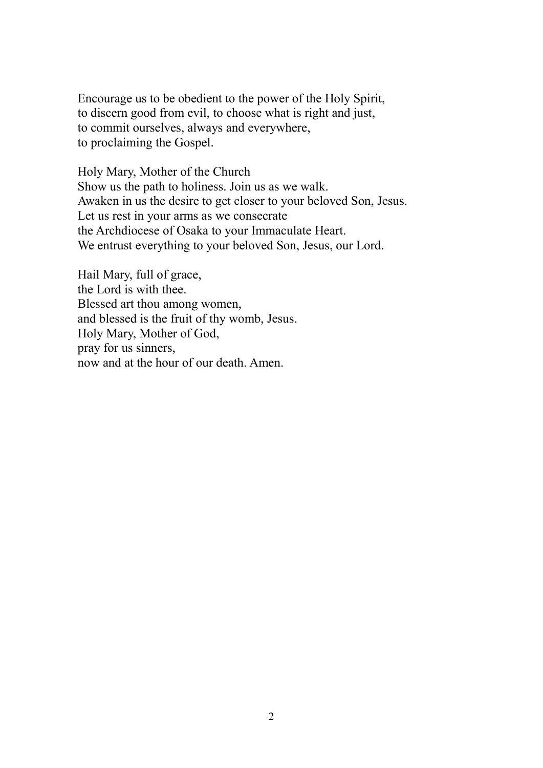Encourage us to be obedient to the power of the Holy Spirit,
to discern good from evil, to choose what is right and just,
to commit ourselves, always and everywhere,
to proclaiming the Gospel.

Holy Mary, Mother of the Church
Show us the path to holiness. Join us as we walk.
Awaken in us the desire to get closer to your beloved Son, Jesus.
Let us rest in your arms as we consecrate
the Archdiocese of Osaka to your Immaculate Heart.
We entrust everything to your beloved Son, Jesus, our Lord.

Hail Mary, full of grace,
the Lord is with thee.
Blessed art thou among women,
and blessed is the fruit of thy womb, Jesus.
Holy Mary, Mother of God,
pray for us sinners,
now and at the hour of our death. Amen.